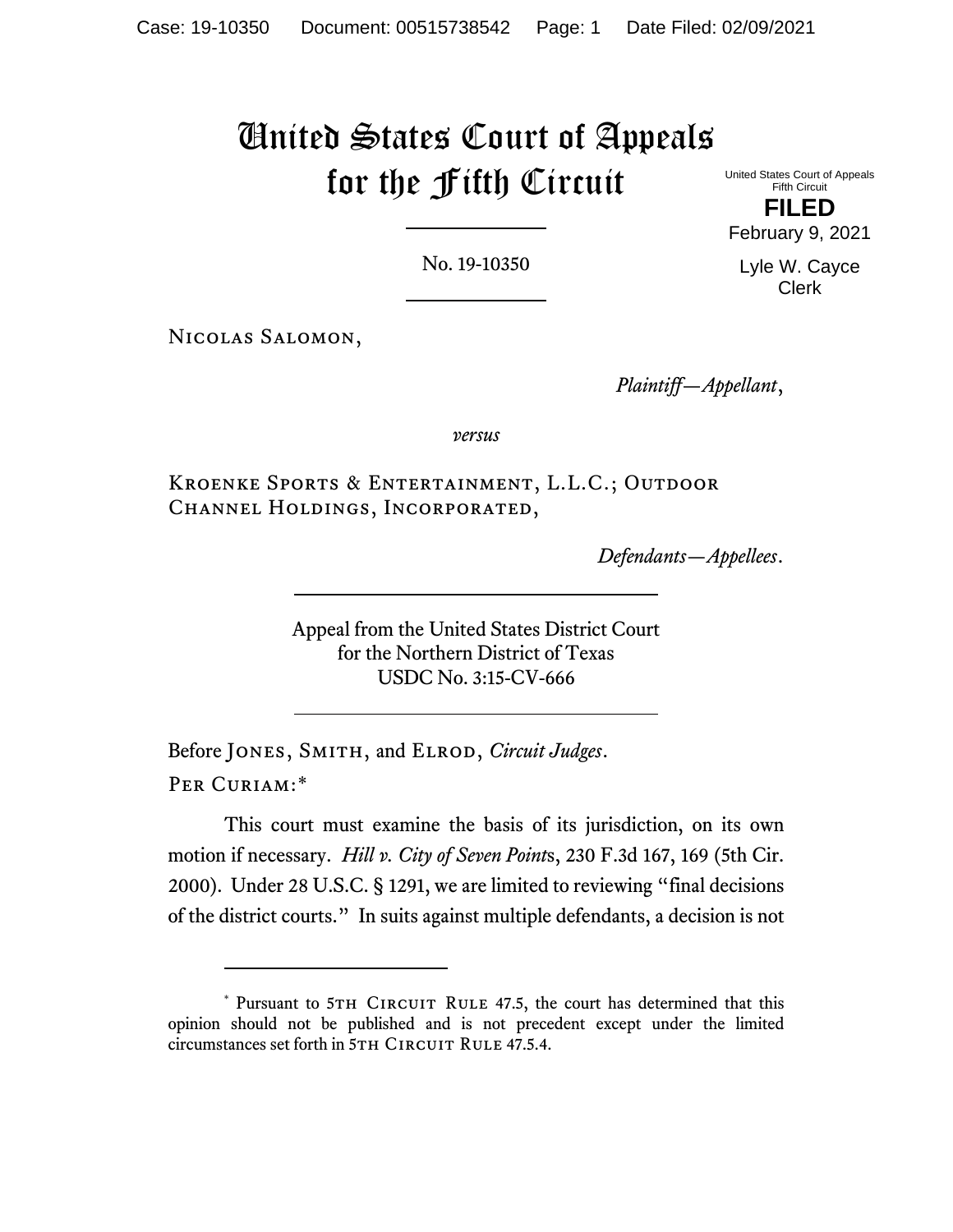# United States Court of Appeals for the Fifth Circuit

United States Court of Appeals
Fifth Circuit

**FILED**

February 9, 2021

Lyle W. Cayce
Clerk

No. 19-10350

Nicolas Salomon,

*Plaintiff—Appellant*,

*versus*

Kroenke Sports & Entertainment, L.L.C.; Outdoor Channel Holdings, Incorporated,

*Defendants—Appellees*.

Appeal from the United States District Court
for the Northern District of Texas
USDC No. 3:15-CV-666

Before Jones, Smith, and Elrod, *Circuit Judges*.

Per Curiam:*

This court must examine the basis of its jurisdiction, on its own motion if necessary. *Hill v. City of Seven Points*, 230 F.3d 167, 169 (5th Cir. 2000). Under 28 U.S.C. § 1291, we are limited to reviewing "final decisions of the district courts." In suits against multiple defendants, a decision is not

---

* Pursuant to 5th Circuit Rule 47.5, the court has determined that this opinion should not be published and is not precedent except under the limited circumstances set forth in 5th Circuit Rule 47.5.4.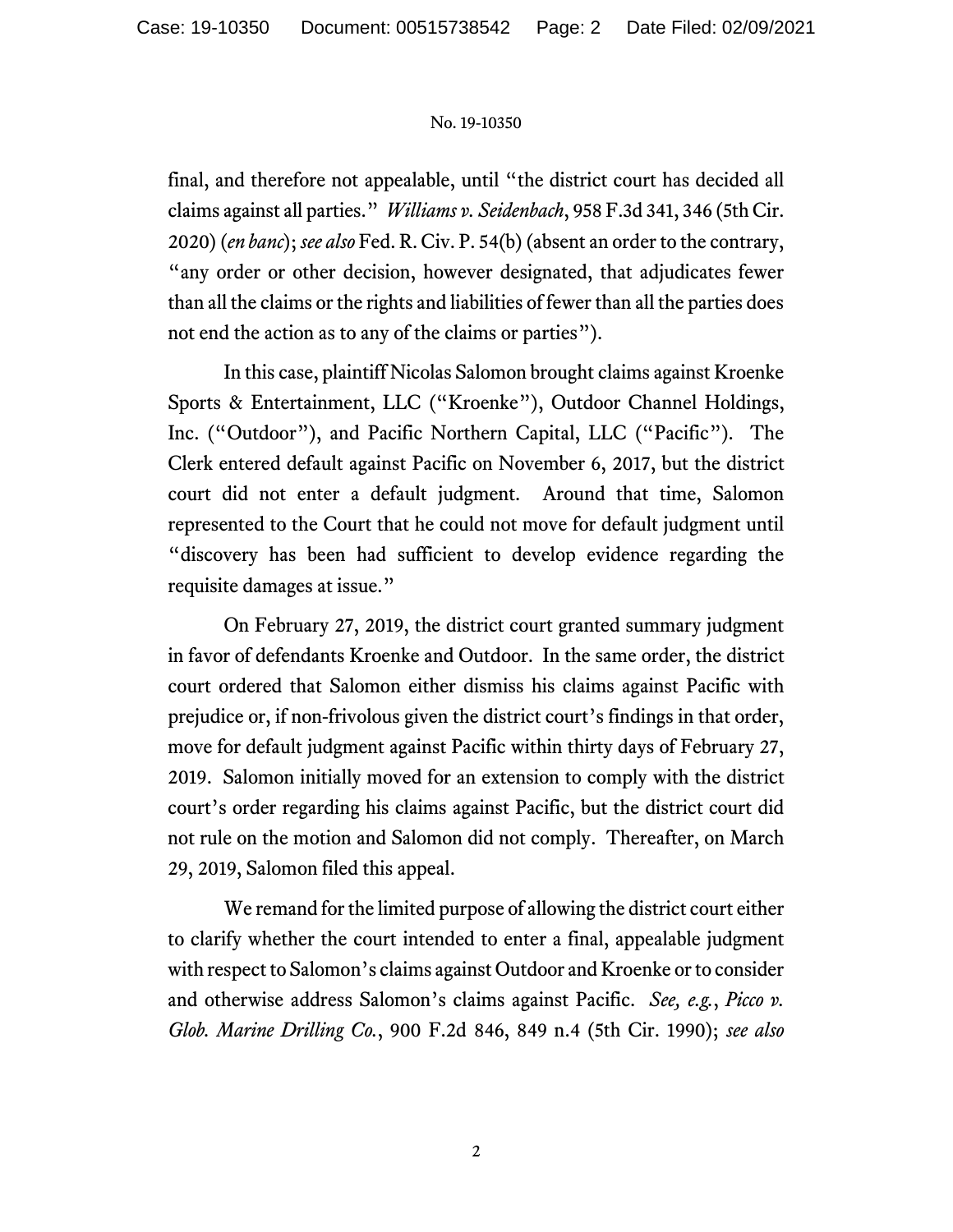final, and therefore not appealable, until "the district court has decided all claims against all parties." *Williams v. Seidenbach*, 958 F.3d 341, 346 (5th Cir. 2020) (*en banc*); *see also* Fed. R. Civ. P. 54(b) (absent an order to the contrary, "any order or other decision, however designated, that adjudicates fewer than all the claims or the rights and liabilities of fewer than all the parties does not end the action as to any of the claims or parties").

In this case, plaintiff Nicolas Salomon brought claims against Kroenke Sports & Entertainment, LLC ("Kroenke"), Outdoor Channel Holdings, Inc. ("Outdoor"), and Pacific Northern Capital, LLC ("Pacific"). The Clerk entered default against Pacific on November 6, 2017, but the district court did not enter a default judgment. Around that time, Salomon represented to the Court that he could not move for default judgment until "discovery has been had sufficient to develop evidence regarding the requisite damages at issue."

On February 27, 2019, the district court granted summary judgment in favor of defendants Kroenke and Outdoor. In the same order, the district court ordered that Salomon either dismiss his claims against Pacific with prejudice or, if non-frivolous given the district court's findings in that order, move for default judgment against Pacific within thirty days of February 27, 2019. Salomon initially moved for an extension to comply with the district court's order regarding his claims against Pacific, but the district court did not rule on the motion and Salomon did not comply. Thereafter, on March 29, 2019, Salomon filed this appeal.

We remand for the limited purpose of allowing the district court either to clarify whether the court intended to enter a final, appealable judgment with respect to Salomon's claims against Outdoor and Kroenke or to consider and otherwise address Salomon's claims against Pacific. *See, e.g.*, *Picco v. Glob. Marine Drilling Co.*, 900 F.2d 846, 849 n.4 (5th Cir. 1990); *see also*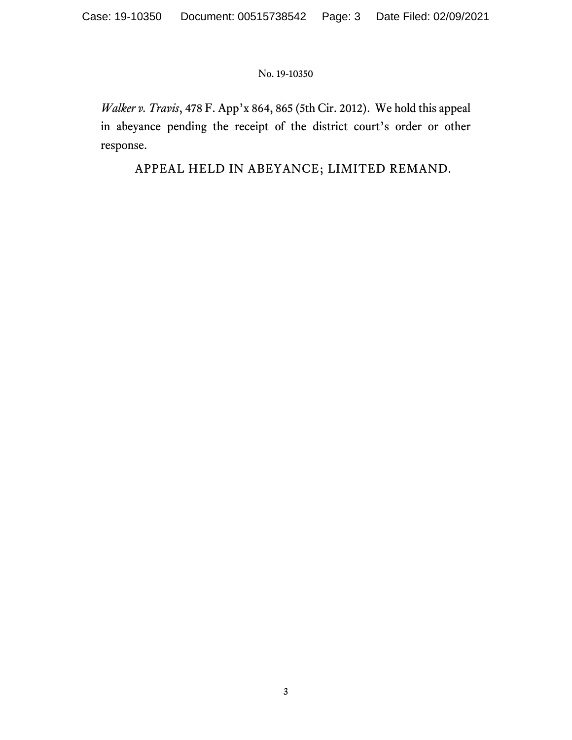*Walker v. Travis*, 478 F. App'x 864, 865 (5th Cir. 2012). We hold this appeal in abeyance pending the receipt of the district court's order or other response.

APPEAL HELD IN ABEYANCE; LIMITED REMAND.